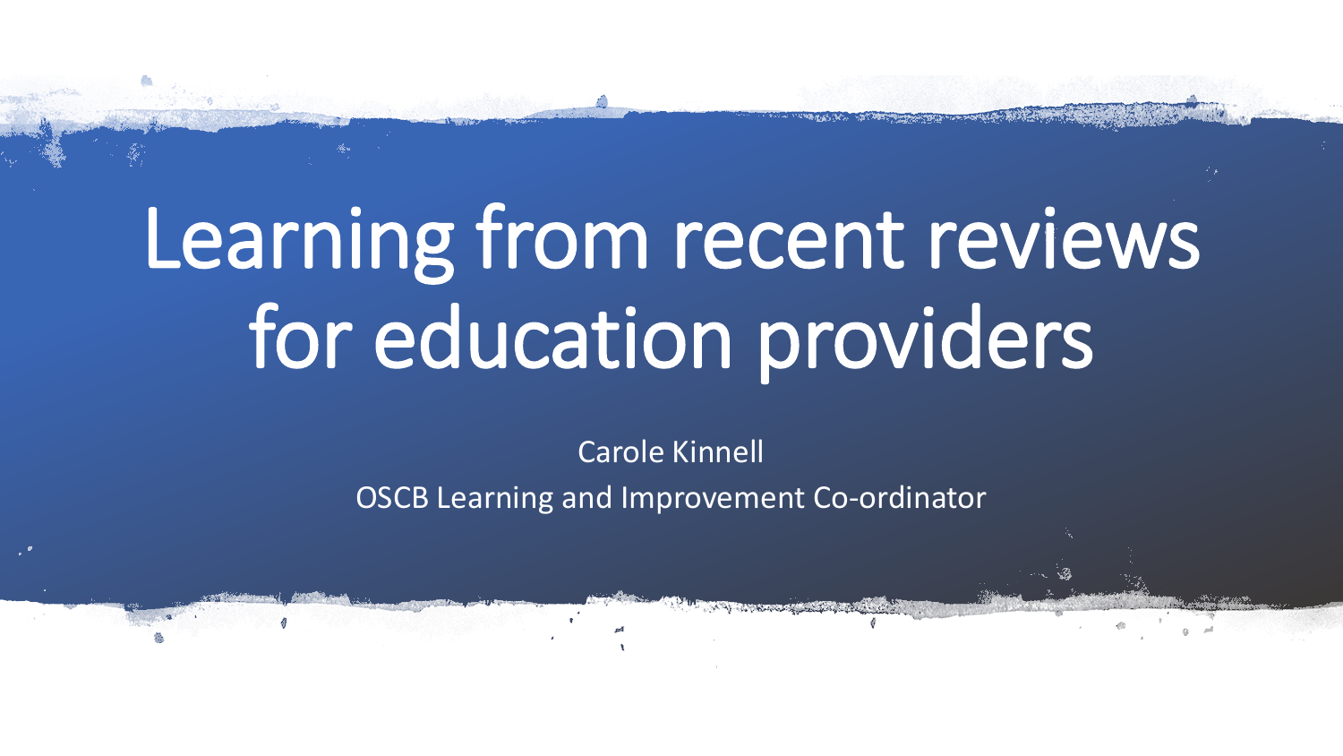# Learning from recent reviews for education providers

Carole Kinnell

OSCB Learning and Improvement Co-ordinator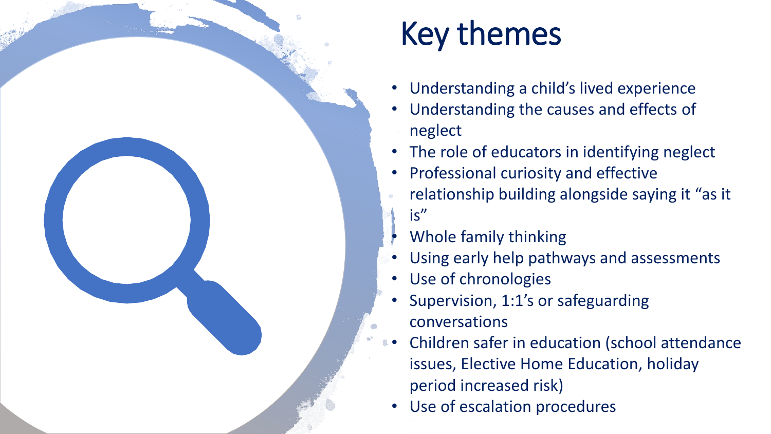# Key themes

- Understanding a child's lived experience
- Understanding the causes and effects of neglect
- The role of educators in identifying neglect
- Professional curiosity and effective relationship building alongside saying it "as it is"
- Whole family thinking
- Using early help pathways and assessments
- Use of chronologies
- Supervision, 1:1's or safeguarding conversations
- Children safer in education (school attendance issues, Elective Home Education, holiday period increased risk)
- Use of escalation procedures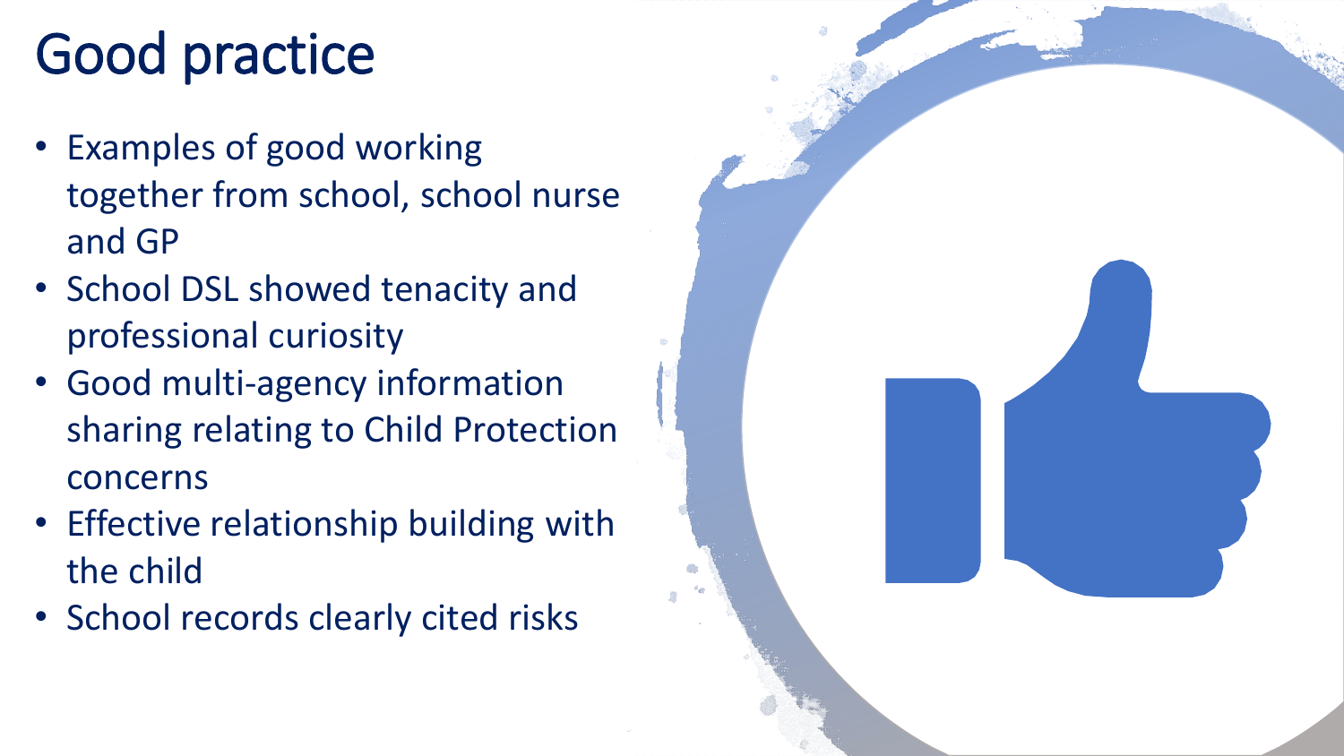# Good practice

- Examples of good working together from school, school nurse and GP
- School DSL showed tenacity and professional curiosity
- Good multi-agency information sharing relating to Child Protection concerns
- Effective relationship building with the child
- School records clearly cited risks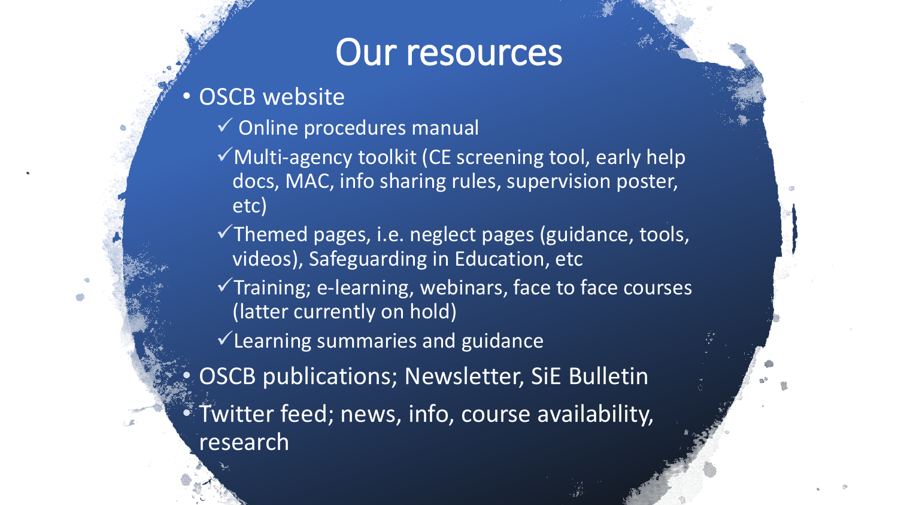# Our resources

- OSCB website
  - ✓ Online procedures manual
  - ✓ Multi-agency toolkit (CE screening tool, early help docs, MAC, info sharing rules, supervision poster, etc)
  - ✓ Themed pages, i.e. neglect pages (guidance, tools, videos), Safeguarding in Education, etc
  - ✓ Training; e-learning, webinars, face to face courses (latter currently on hold)
  - ✓ Learning summaries and guidance
- OSCB publications; Newsletter, SiE Bulletin
- Twitter feed; news, info, course availability, research